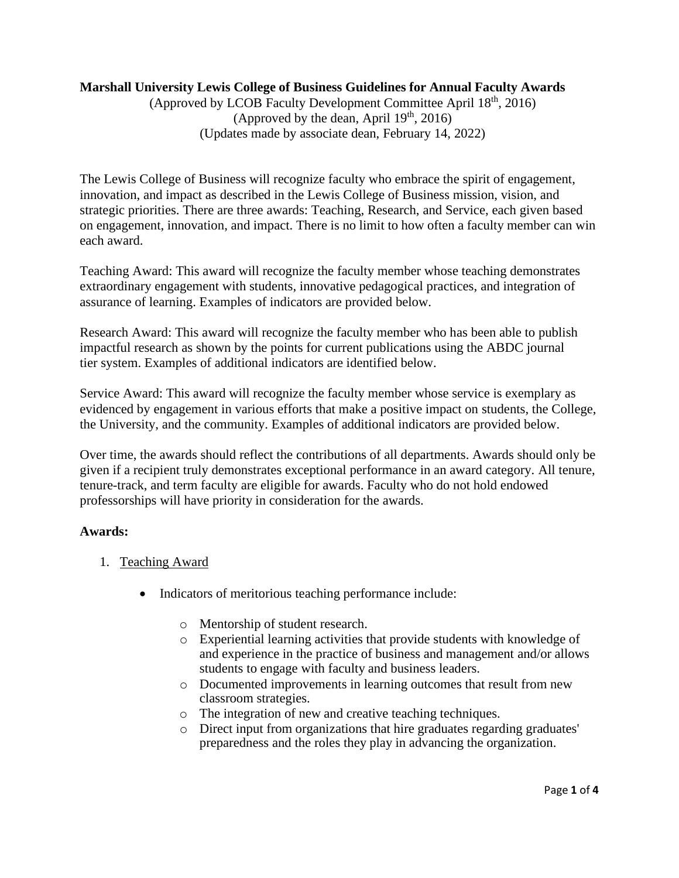**Marshall University Lewis College of Business Guidelines for Annual Faculty Awards**

(Approved by LCOB Faculty Development Committee April 18th, 2016)
(Approved by the dean, April 19th, 2016)
(Updates made by associate dean, February 14, 2022)

The Lewis College of Business will recognize faculty who embrace the spirit of engagement, innovation, and impact as described in the Lewis College of Business mission, vision, and strategic priorities. There are three awards: Teaching, Research, and Service, each given based on engagement, innovation, and impact. There is no limit to how often a faculty member can win each award.

Teaching Award: This award will recognize the faculty member whose teaching demonstrates extraordinary engagement with students, innovative pedagogical practices, and integration of assurance of learning. Examples of indicators are provided below.

Research Award: This award will recognize the faculty member who has been able to publish impactful research as shown by the points for current publications using the ABDC journal tier system. Examples of additional indicators are identified below.

Service Award: This award will recognize the faculty member whose service is exemplary as evidenced by engagement in various efforts that make a positive impact on students, the College, the University, and the community. Examples of additional indicators are provided below.

Over time, the awards should reflect the contributions of all departments. Awards should only be given if a recipient truly demonstrates exceptional performance in an award category. All tenure, tenure-track, and term faculty are eligible for awards. Faculty who do not hold endowed professorships will have priority in consideration for the awards.

**Awards:**

1. Teaching Award

   - Indicators of meritorious teaching performance include:

     - Mentorship of student research.
     - Experiential learning activities that provide students with knowledge of and experience in the practice of business and management and/or allows students to engage with faculty and business leaders.
     - Documented improvements in learning outcomes that result from new classroom strategies.
     - The integration of new and creative teaching techniques.
     - Direct input from organizations that hire graduates regarding graduates' preparedness and the roles they play in advancing the organization.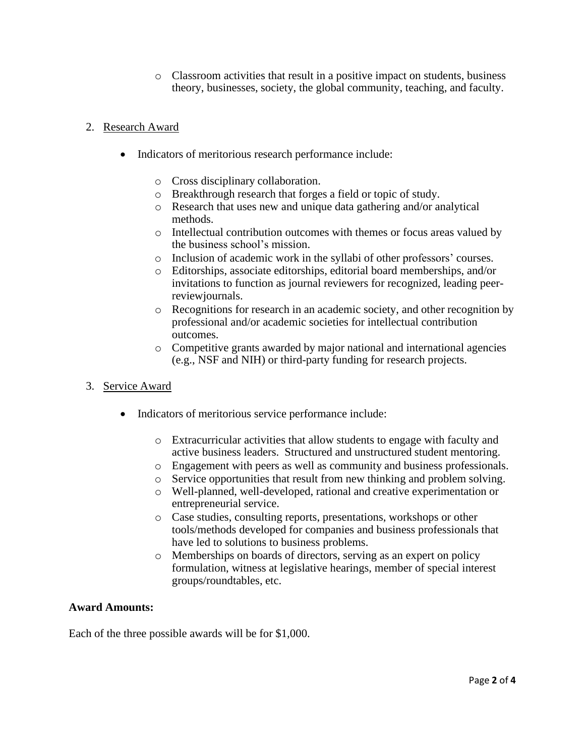- Classroom activities that result in a positive impact on students, business theory, businesses, society, the global community, teaching, and faculty.

2. <u>Research Award</u>

   - Indicators of meritorious research performance include:

     - Cross disciplinary collaboration.
     - Breakthrough research that forges a field or topic of study.
     - Research that uses new and unique data gathering and/or analytical methods.
     - Intellectual contribution outcomes with themes or focus areas valued by the business school's mission.
     - Inclusion of academic work in the syllabi of other professors' courses.
     - Editorships, associate editorships, editorial board memberships, and/or invitations to function as journal reviewers for recognized, leading peer-reviewjournals.
     - Recognitions for research in an academic society, and other recognition by professional and/or academic societies for intellectual contribution outcomes.
     - Competitive grants awarded by major national and international agencies (e.g., NSF and NIH) or third-party funding for research projects.

3. <u>Service Award</u>

   - Indicators of meritorious service performance include:

     - Extracurricular activities that allow students to engage with faculty and active business leaders. Structured and unstructured student mentoring.
     - Engagement with peers as well as community and business professionals.
     - Service opportunities that result from new thinking and problem solving.
     - Well-planned, well-developed, rational and creative experimentation or entrepreneurial service.
     - Case studies, consulting reports, presentations, workshops or other tools/methods developed for companies and business professionals that have led to solutions to business problems.
     - Memberships on boards of directors, serving as an expert on policy formulation, witness at legislative hearings, member of special interest groups/roundtables, etc.

**Award Amounts:**

Each of the three possible awards will be for $1,000.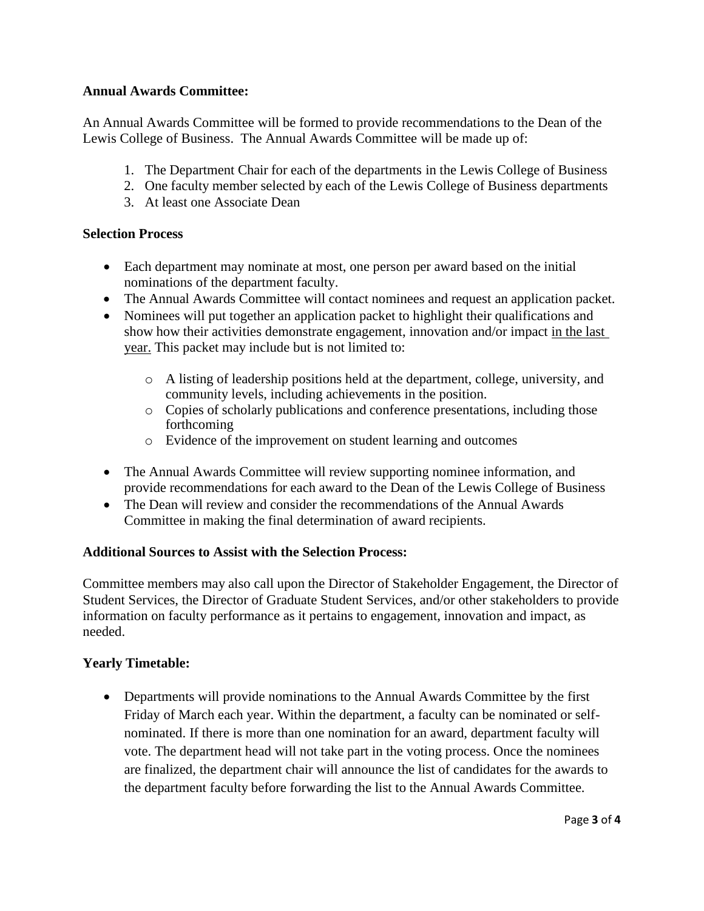**Annual Awards Committee:**

An Annual Awards Committee will be formed to provide recommendations to the Dean of the Lewis College of Business. The Annual Awards Committee will be made up of:

1. The Department Chair for each of the departments in the Lewis College of Business
2. One faculty member selected by each of the Lewis College of Business departments
3. At least one Associate Dean

**Selection Process**

- Each department may nominate at most, one person per award based on the initial nominations of the department faculty.
- The Annual Awards Committee will contact nominees and request an application packet.
- Nominees will put together an application packet to highlight their qualifications and show how their activities demonstrate engagement, innovation and/or impact <u>in the last year.</u> This packet may include but is not limited to:
  - A listing of leadership positions held at the department, college, university, and community levels, including achievements in the position.
  - Copies of scholarly publications and conference presentations, including those forthcoming
  - Evidence of the improvement on student learning and outcomes
- The Annual Awards Committee will review supporting nominee information, and provide recommendations for each award to the Dean of the Lewis College of Business
- The Dean will review and consider the recommendations of the Annual Awards Committee in making the final determination of award recipients.

**Additional Sources to Assist with the Selection Process:**

Committee members may also call upon the Director of Stakeholder Engagement, the Director of Student Services, the Director of Graduate Student Services, and/or other stakeholders to provide information on faculty performance as it pertains to engagement, innovation and impact, as needed.

**Yearly Timetable:**

- Departments will provide nominations to the Annual Awards Committee by the first Friday of March each year. Within the department, a faculty can be nominated or self-nominated. If there is more than one nomination for an award, department faculty will vote. The department head will not take part in the voting process. Once the nominees are finalized, the department chair will announce the list of candidates for the awards to the department faculty before forwarding the list to the Annual Awards Committee.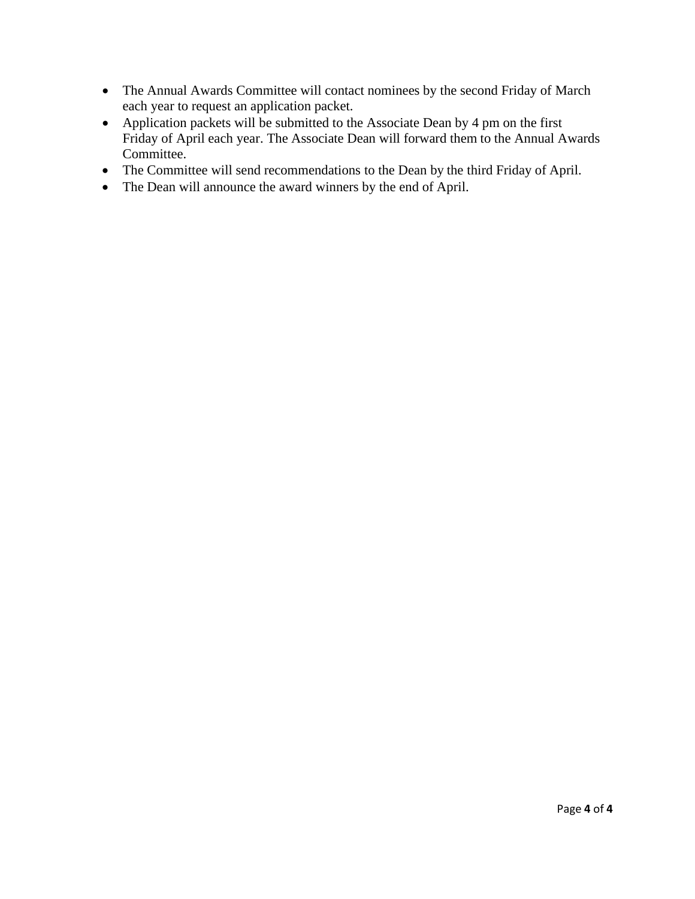- The Annual Awards Committee will contact nominees by the second Friday of March each year to request an application packet.
- Application packets will be submitted to the Associate Dean by 4 pm on the first Friday of April each year. The Associate Dean will forward them to the Annual Awards Committee.
- The Committee will send recommendations to the Dean by the third Friday of April.
- The Dean will announce the award winners by the end of April.